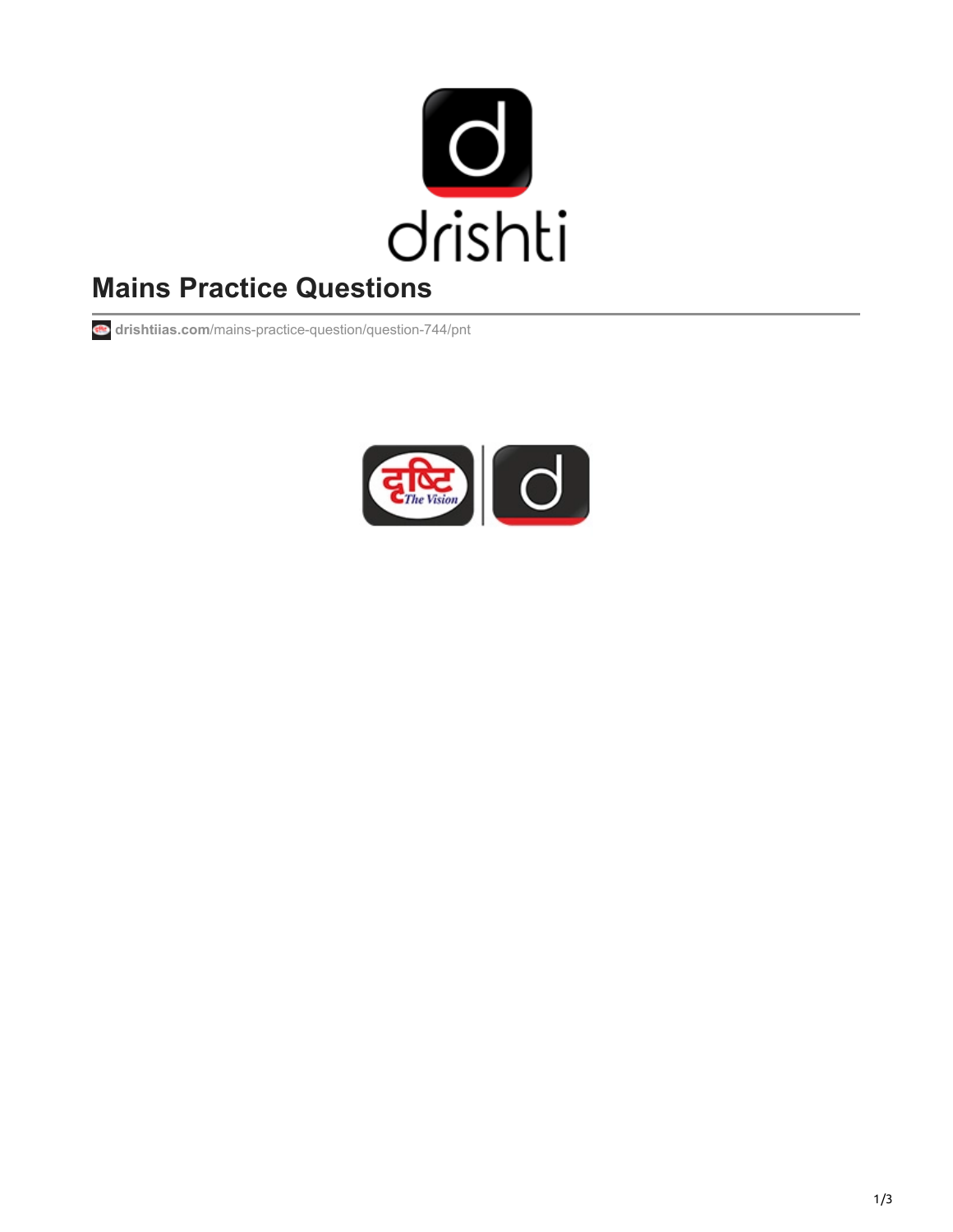# Mains Practice Questions

drishtiias.com/mains-practice-question/question-744/pnt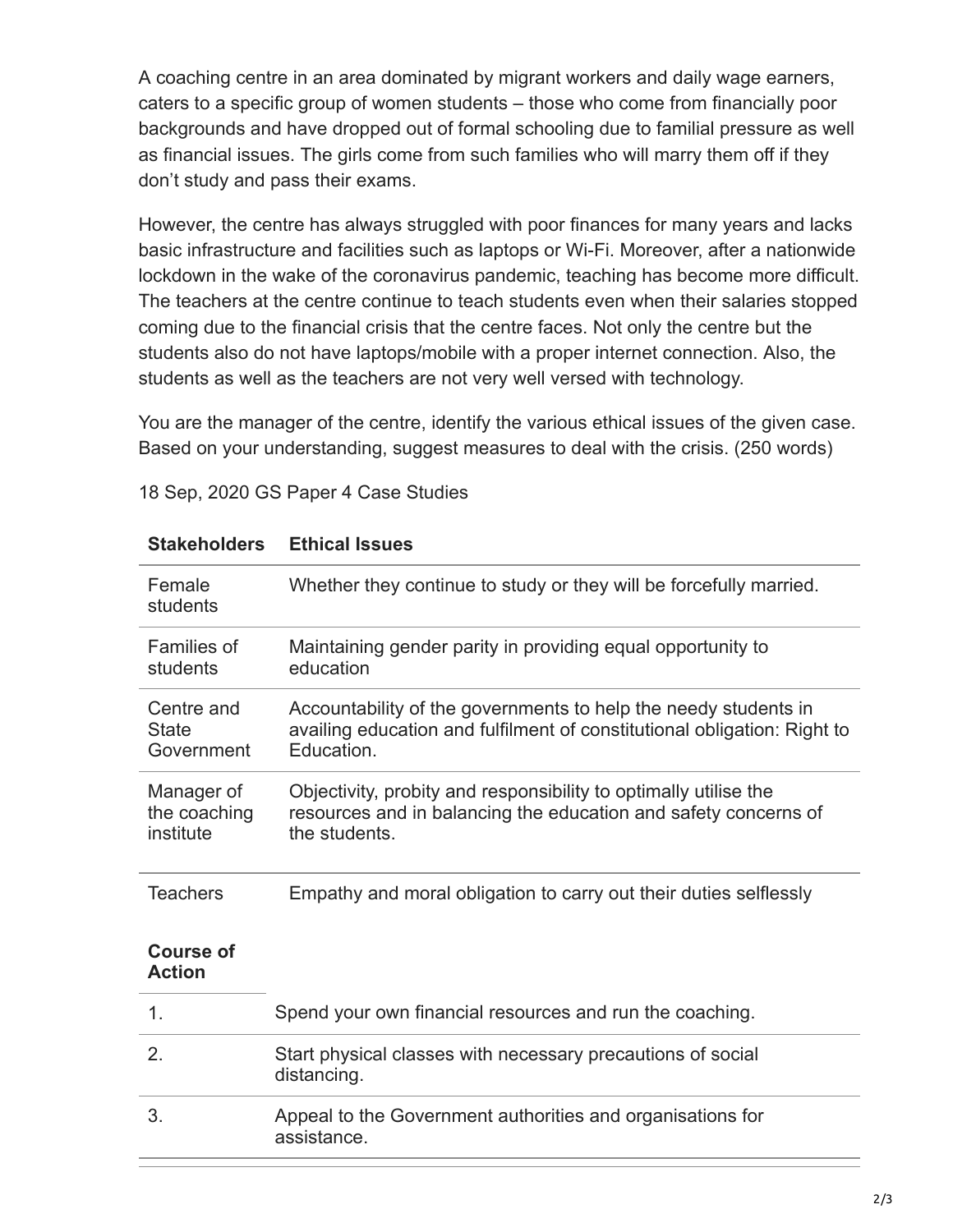A coaching centre in an area dominated by migrant workers and daily wage earners, caters to a specific group of women students – those who come from financially poor backgrounds and have dropped out of formal schooling due to familial pressure as well as financial issues. The girls come from such families who will marry them off if they don't study and pass their exams.

However, the centre has always struggled with poor finances for many years and lacks basic infrastructure and facilities such as laptops or Wi-Fi. Moreover, after a nationwide lockdown in the wake of the coronavirus pandemic, teaching has become more difficult. The teachers at the centre continue to teach students even when their salaries stopped coming due to the financial crisis that the centre faces. Not only the centre but the students also do not have laptops/mobile with a proper internet connection. Also, the students as well as the teachers are not very well versed with technology.

You are the manager of the centre, identify the various ethical issues of the given case. Based on your understanding, suggest measures to deal with the crisis. (250 words)

18 Sep, 2020 GS Paper 4 Case Studies

| Stakeholders | Ethical Issues |
|---|---|
| Female students | Whether they continue to study or they will be forcefully married. |
| Families of students | Maintaining gender parity in providing equal opportunity to education |
| Centre and State Government | Accountability of the governments to help the needy students in availing education and fulfilment of constitutional obligation: Right to Education. |
| Manager of the coaching institute | Objectivity, probity and responsibility to optimally utilise the resources and in balancing the education and safety concerns of the students. |
| Teachers | Empathy and moral obligation to carry out their duties selflessly |

| Course of Action | |
|---|---|
| 1. | Spend your own financial resources and run the coaching. |
| 2. | Start physical classes with necessary precautions of social distancing. |
| 3. | Appeal to the Government authorities and organisations for assistance. |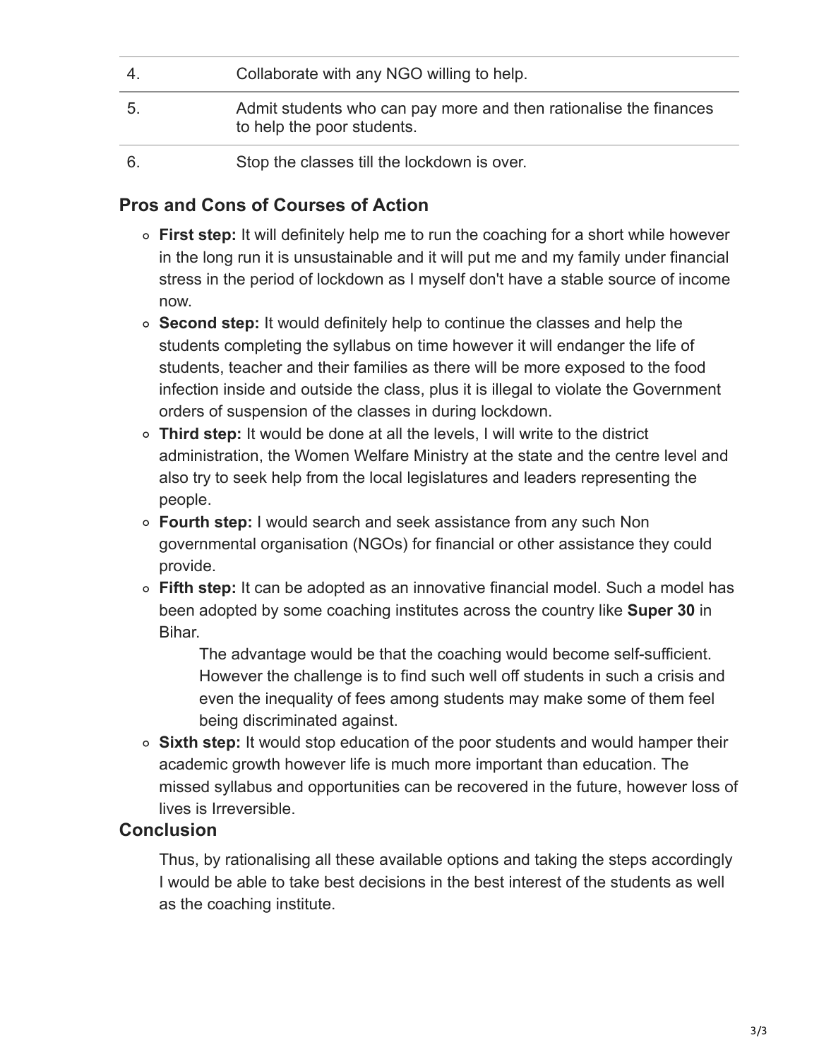| | |
|---|---|
| 4. | Collaborate with any NGO willing to help. |
| 5. | Admit students who can pay more and then rationalise the finances to help the poor students. |
| 6. | Stop the classes till the lockdown is over. |

### Pros and Cons of Courses of Action

- **First step:** It will definitely help me to run the coaching for a short while however in the long run it is unsustainable and it will put me and my family under financial stress in the period of lockdown as I myself don't have a stable source of income now.
- **Second step:** It would definitely help to continue the classes and help the students completing the syllabus on time however it will endanger the life of students, teacher and their families as there will be more exposed to the food infection inside and outside the class, plus it is illegal to violate the Government orders of suspension of the classes in during lockdown.
- **Third step:** It would be done at all the levels, I will write to the district administration, the Women Welfare Ministry at the state and the centre level and also try to seek help from the local legislatures and leaders representing the people.
- **Fourth step:** I would search and seek assistance from any such Non governmental organisation (NGOs) for financial or other assistance they could provide.
- **Fifth step:** It can be adopted as an innovative financial model. Such a model has been adopted by some coaching institutes across the country like **Super 30** in Bihar.

  The advantage would be that the coaching would become self-sufficient. However the challenge is to find such well off students in such a crisis and even the inequality of fees among students may make some of them feel being discriminated against.
- **Sixth step:** It would stop education of the poor students and would hamper their academic growth however life is much more important than education. The missed syllabus and opportunities can be recovered in the future, however loss of lives is Irreversible.

### Conclusion

Thus, by rationalising all these available options and taking the steps accordingly I would be able to take best decisions in the best interest of the students as well as the coaching institute.